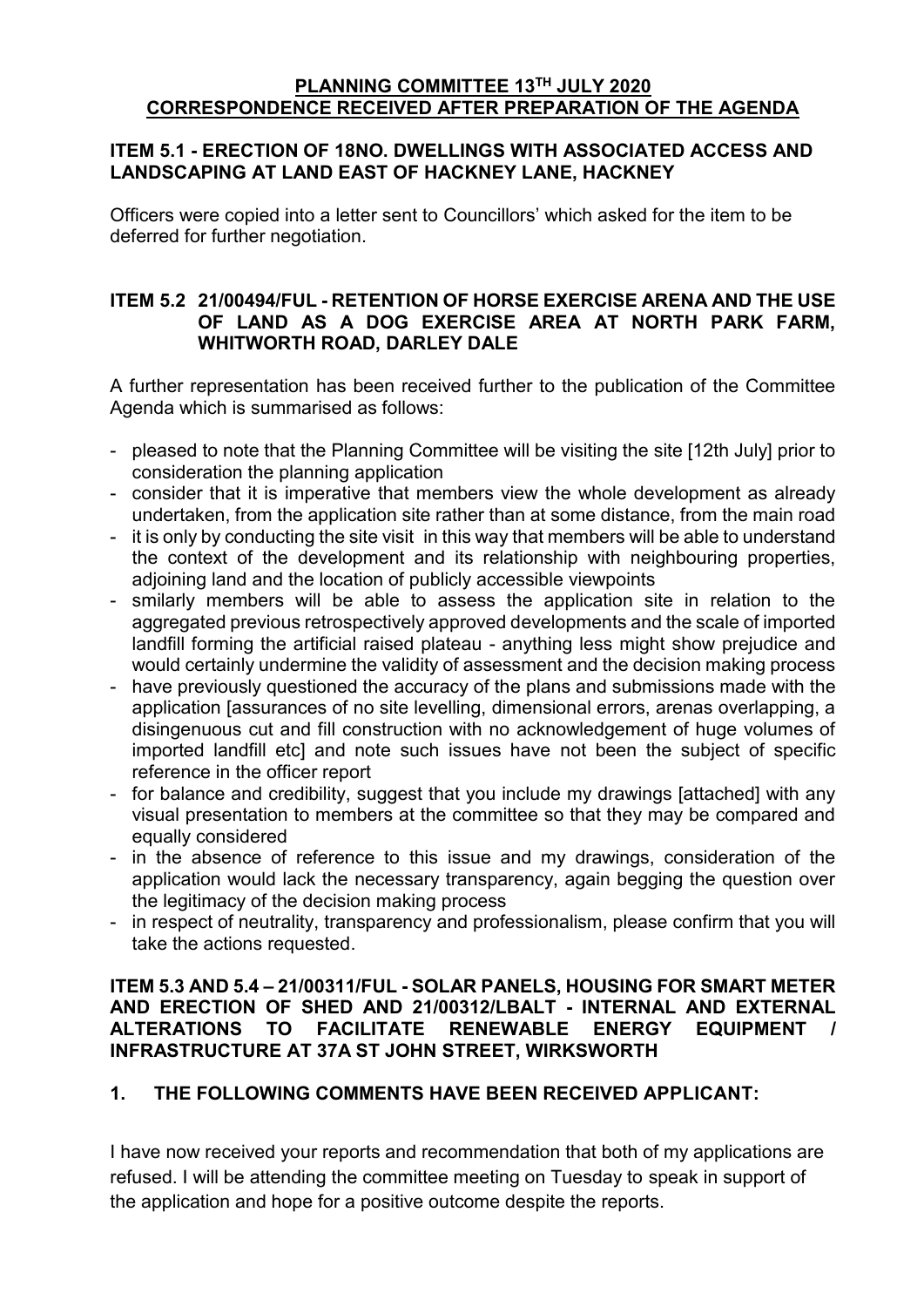**PLANNING COMMITTEE 13TH JULY 2020**
**CORRESPONDENCE RECEIVED AFTER PREPARATION OF THE AGENDA**

**ITEM 5.1 - ERECTION OF 18NO. DWELLINGS WITH ASSOCIATED ACCESS AND LANDSCAPING AT LAND EAST OF HACKNEY LANE, HACKNEY**

Officers were copied into a letter sent to Councillors' which asked for the item to be deferred for further negotiation.

**ITEM 5.2 21/00494/FUL - RETENTION OF HORSE EXERCISE ARENA AND THE USE OF LAND AS A DOG EXERCISE AREA AT NORTH PARK FARM, WHITWORTH ROAD, DARLEY DALE**

A further representation has been received further to the publication of the Committee Agenda which is summarised as follows:

- pleased to note that the Planning Committee will be visiting the site [12th July] prior to consideration the planning application
- consider that it is imperative that members view the whole development as already undertaken, from the application site rather than at some distance, from the main road
- it is only by conducting the site visit in this way that members will be able to understand the context of the development and its relationship with neighbouring properties, adjoining land and the location of publicly accessible viewpoints
- smilarly members will be able to assess the application site in relation to the aggregated previous retrospectively approved developments and the scale of imported landfill forming the artificial raised plateau - anything less might show prejudice and would certainly undermine the validity of assessment and the decision making process
- have previously questioned the accuracy of the plans and submissions made with the application [assurances of no site levelling, dimensional errors, arenas overlapping, a disingenuous cut and fill construction with no acknowledgement of huge volumes of imported landfill etc] and note such issues have not been the subject of specific reference in the officer report
- for balance and credibility, suggest that you include my drawings [attached] with any visual presentation to members at the committee so that they may be compared and equally considered
- in the absence of reference to this issue and my drawings, consideration of the application would lack the necessary transparency, again begging the question over the legitimacy of the decision making process
- in respect of neutrality, transparency and professionalism, please confirm that you will take the actions requested.

**ITEM 5.3 AND 5.4 – 21/00311/FUL - SOLAR PANELS, HOUSING FOR SMART METER AND ERECTION OF SHED AND 21/00312/LBALT - INTERNAL AND EXTERNAL ALTERATIONS TO FACILITATE RENEWABLE ENERGY EQUIPMENT / INFRASTRUCTURE AT 37A ST JOHN STREET, WIRKSWORTH**

**1. THE FOLLOWING COMMENTS HAVE BEEN RECEIVED APPLICANT:**

I have now received your reports and recommendation that both of my applications are refused. I will be attending the committee meeting on Tuesday to speak in support of the application and hope for a positive outcome despite the reports.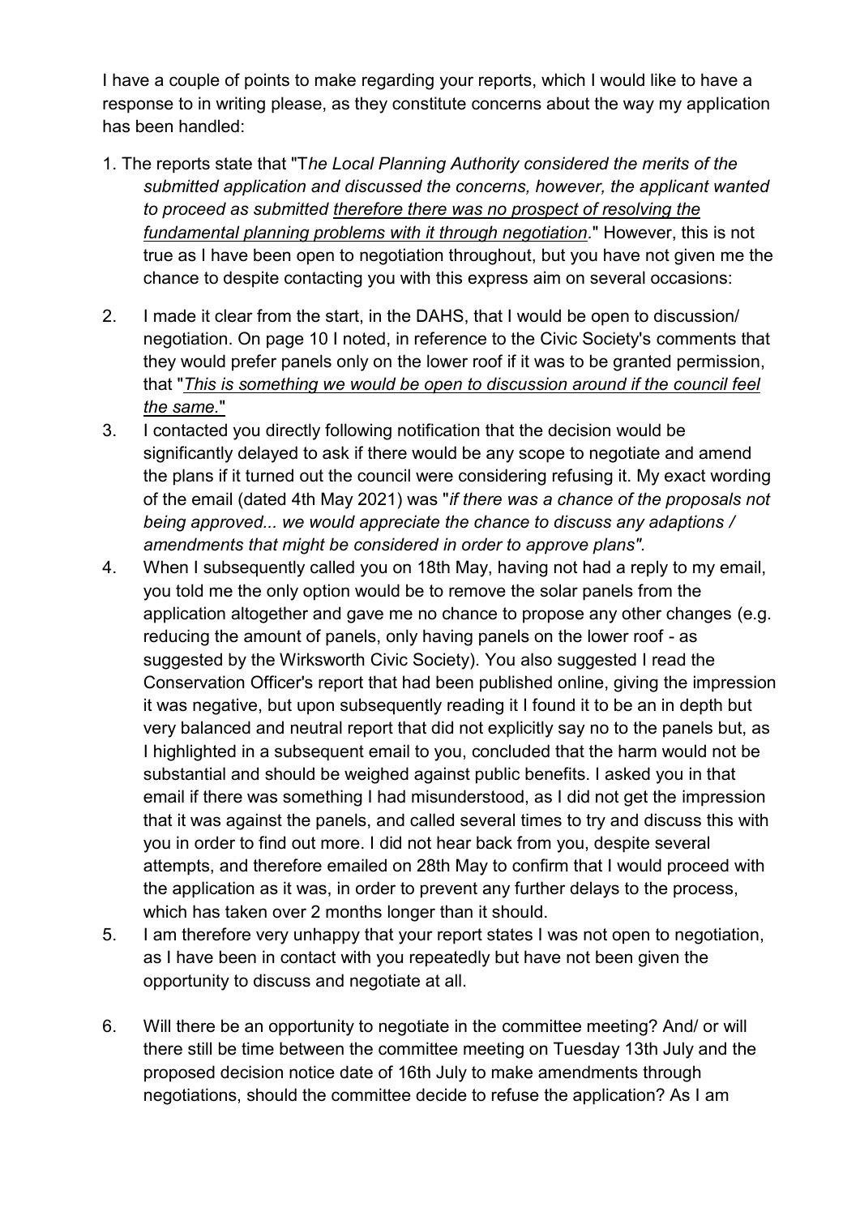I have a couple of points to make regarding your reports, which I would like to have a response to in writing please, as they constitute concerns about the way my application has been handled:

1. The reports state that "T*he Local Planning Authority considered the merits of the submitted application and discussed the concerns, however, the applicant wanted to proceed as submitted* *<u>therefore there was no prospect of resolving the fundamental planning problems with it through negotiation</u>*." However, this is not true as I have been open to negotiation throughout, but you have not given me the chance to despite contacting you with this express aim on several occasions:

2. I made it clear from the start, in the DAHS, that I would be open to discussion/ negotiation. On page 10 I noted, in reference to the Civic Society's comments that they would prefer panels only on the lower roof if it was to be granted permission, that "*<u>This is something we would be open to discussion around if the council feel the same.</u>*"

3. I contacted you directly following notification that the decision would be significantly delayed to ask if there would be any scope to negotiate and amend the plans if it turned out the council were considering refusing it. My exact wording of the email (dated 4th May 2021) was "*if there was a chance of the proposals not being approved... we would appreciate the chance to discuss any adaptions / amendments that might be considered in order to approve plans"*.

4. When I subsequently called you on 18th May, having not had a reply to my email, you told me the only option would be to remove the solar panels from the application altogether and gave me no chance to propose any other changes (e.g. reducing the amount of panels, only having panels on the lower roof - as suggested by the Wirksworth Civic Society). You also suggested I read the Conservation Officer's report that had been published online, giving the impression it was negative, but upon subsequently reading it I found it to be an in depth but very balanced and neutral report that did not explicitly say no to the panels but, as I highlighted in a subsequent email to you, concluded that the harm would not be substantial and should be weighed against public benefits. I asked you in that email if there was something I had misunderstood, as I did not get the impression that it was against the panels, and called several times to try and discuss this with you in order to find out more. I did not hear back from you, despite several attempts, and therefore emailed on 28th May to confirm that I would proceed with the application as it was, in order to prevent any further delays to the process, which has taken over 2 months longer than it should.

5. I am therefore very unhappy that your report states I was not open to negotiation, as I have been in contact with you repeatedly but have not been given the opportunity to discuss and negotiate at all.

6. Will there be an opportunity to negotiate in the committee meeting? And/ or will there still be time between the committee meeting on Tuesday 13th July and the proposed decision notice date of 16th July to make amendments through negotiations, should the committee decide to refuse the application? As I am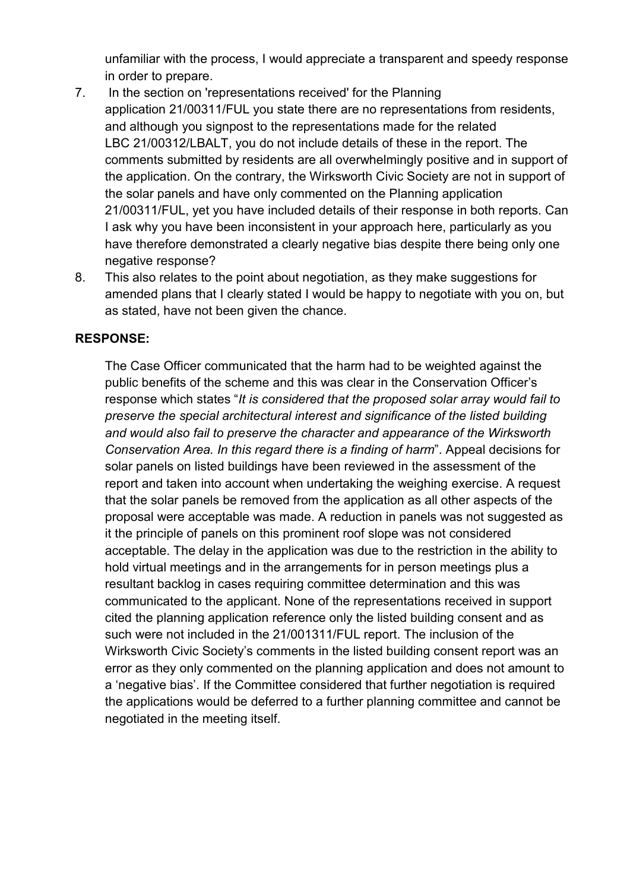unfamiliar with the process, I would appreciate a transparent and speedy response in order to prepare.

7. In the section on 'representations received' for the Planning application 21/00311/FUL you state there are no representations from residents, and although you signpost to the representations made for the related LBC 21/00312/LBALT, you do not include details of these in the report. The comments submitted by residents are all overwhelmingly positive and in support of the application. On the contrary, the Wirksworth Civic Society are not in support of the solar panels and have only commented on the Planning application 21/00311/FUL, yet you have included details of their response in both reports. Can I ask why you have been inconsistent in your approach here, particularly as you have therefore demonstrated a clearly negative bias despite there being only one negative response?
8. This also relates to the point about negotiation, as they make suggestions for amended plans that I clearly stated I would be happy to negotiate with you on, but as stated, have not been given the chance.

**RESPONSE:**

The Case Officer communicated that the harm had to be weighted against the public benefits of the scheme and this was clear in the Conservation Officer's response which states "*It is considered that the proposed solar array would fail to preserve the special architectural interest and significance of the listed building and would also fail to preserve the character and appearance of the Wirksworth Conservation Area. In this regard there is a finding of harm*". Appeal decisions for solar panels on listed buildings have been reviewed in the assessment of the report and taken into account when undertaking the weighing exercise. A request that the solar panels be removed from the application as all other aspects of the proposal were acceptable was made. A reduction in panels was not suggested as it the principle of panels on this prominent roof slope was not considered acceptable. The delay in the application was due to the restriction in the ability to hold virtual meetings and in the arrangements for in person meetings plus a resultant backlog in cases requiring committee determination and this was communicated to the applicant. None of the representations received in support cited the planning application reference only the listed building consent and as such were not included in the 21/001311/FUL report. The inclusion of the Wirksworth Civic Society's comments in the listed building consent report was an error as they only commented on the planning application and does not amount to a 'negative bias'. If the Committee considered that further negotiation is required the applications would be deferred to a further planning committee and cannot be negotiated in the meeting itself.